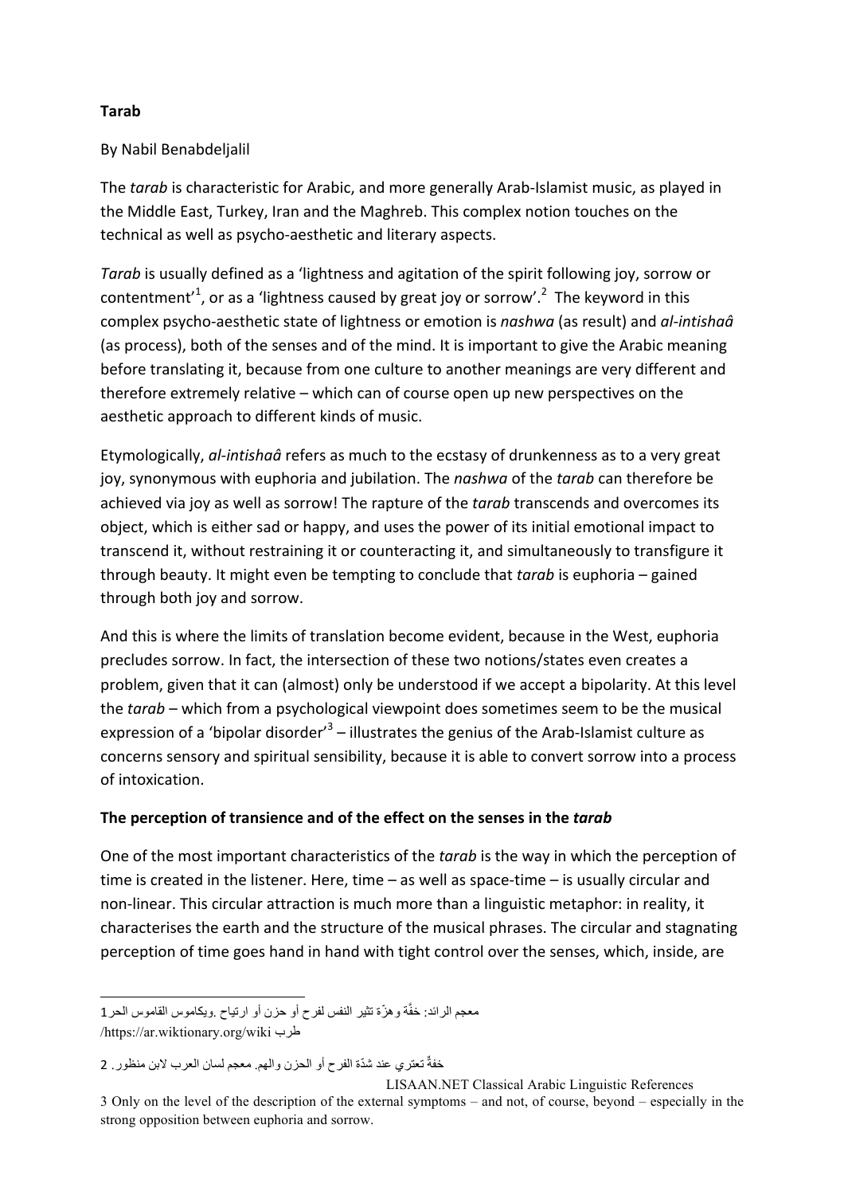**Tarab**

By Nabil Benabdeljalil

The *tarab* is characteristic for Arabic, and more generally Arab-Islamist music, as played in the Middle East, Turkey, Iran and the Maghreb. This complex notion touches on the technical as well as psycho-aesthetic and literary aspects.

*Tarab* is usually defined as a 'lightness and agitation of the spirit following joy, sorrow or contentment'[1], or as a 'lightness caused by great joy or sorrow'.[2] The keyword in this complex psycho-aesthetic state of lightness or emotion is *nashwa* (as result) and *al-intishaâ* (as process), both of the senses and of the mind. It is important to give the Arabic meaning before translating it, because from one culture to another meanings are very different and therefore extremely relative – which can of course open up new perspectives on the aesthetic approach to different kinds of music.

Etymologically, *al-intishaâ* refers as much to the ecstasy of drunkenness as to a very great joy, synonymous with euphoria and jubilation. The *nashwa* of the *tarab* can therefore be achieved via joy as well as sorrow! The rapture of the *tarab* transcends and overcomes its object, which is either sad or happy, and uses the power of its initial emotional impact to transcend it, without restraining it or counteracting it, and simultaneously to transfigure it through beauty. It might even be tempting to conclude that *tarab* is euphoria – gained through both joy and sorrow.

And this is where the limits of translation become evident, because in the West, euphoria precludes sorrow. In fact, the intersection of these two notions/states even creates a problem, given that it can (almost) only be understood if we accept a bipolarity. At this level the *tarab* – which from a psychological viewpoint does sometimes seem to be the musical expression of a 'bipolar disorder'[3] – illustrates the genius of the Arab-Islamist culture as concerns sensory and spiritual sensibility, because it is able to convert sorrow into a process of intoxication.

**The perception of transience and of the effect on the senses in the *tarab***

One of the most important characteristics of the *tarab* is the way in which the perception of time is created in the listener. Here, time – as well as space-time – is usually circular and non-linear. This circular attraction is much more than a linguistic metaphor: in reality, it characterises the earth and the structure of the musical phrases. The circular and stagnating perception of time goes hand in hand with tight control over the senses, which, inside, are

---

1 معجم الرائد: خفَّة وهزّة تثير النفس لفرح أو حزن أو ارتياح .ويكاموس القاموس الحر
طرب https://ar.wiktionary.org/wiki/

2 خفةٌ تعتري عند شدّة الفرح أو الحزن والهم. معجم لسان العرب لابن منظور.
LISAAN.NET Classical Arabic Linguistic References

3 Only on the level of the description of the external symptoms – and not, of course, beyond – especially in the strong opposition between euphoria and sorrow.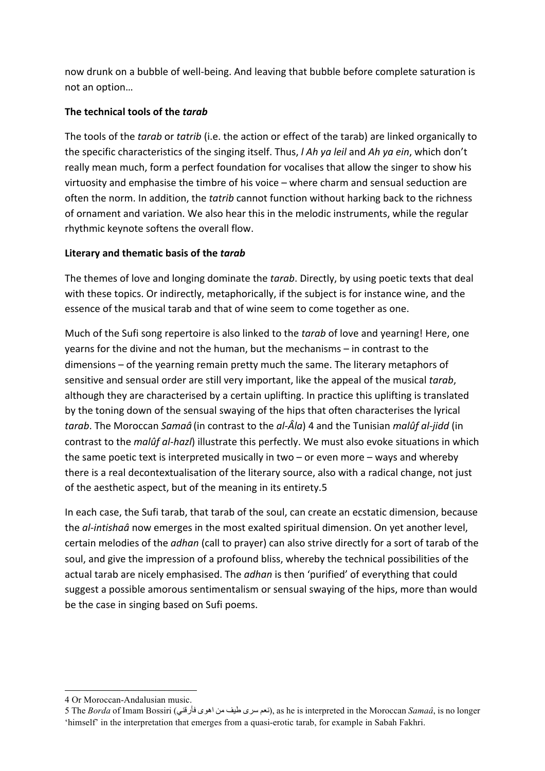now drunk on a bubble of well-being. And leaving that bubble before complete saturation is not an option…

**The technical tools of the *tarab***

The tools of the *tarab* or *tatrib* (i.e. the action or effect of the tarab) are linked organically to the specific characteristics of the singing itself. Thus, *l Ah ya leil* and *Ah ya ein*, which don't really mean much, form a perfect foundation for vocalises that allow the singer to show his virtuosity and emphasise the timbre of his voice – where charm and sensual seduction are often the norm. In addition, the *tatrib* cannot function without harking back to the richness of ornament and variation. We also hear this in the melodic instruments, while the regular rhythmic keynote softens the overall flow.

**Literary and thematic basis of the *tarab***

The themes of love and longing dominate the *tarab*. Directly, by using poetic texts that deal with these topics. Or indirectly, metaphorically, if the subject is for instance wine, and the essence of the musical tarab and that of wine seem to come together as one.

Much of the Sufi song repertoire is also linked to the *tarab* of love and yearning! Here, one yearns for the divine and not the human, but the mechanisms – in contrast to the dimensions – of the yearning remain pretty much the same. The literary metaphors of sensitive and sensual order are still very important, like the appeal of the musical *tarab*, although they are characterised by a certain uplifting. In practice this uplifting is translated by the toning down of the sensual swaying of the hips that often characterises the lyrical *tarab*. The Moroccan *Samaâ* (in contrast to the *al-Âla*) 4 and the Tunisian *malûf al-jidd* (in contrast to the *malûf al-hazl*) illustrate this perfectly. We must also evoke situations in which the same poetic text is interpreted musically in two – or even more – ways and whereby there is a real decontextualisation of the literary source, also with a radical change, not just of the aesthetic aspect, but of the meaning in its entirety.5

In each case, the Sufi tarab, that tarab of the soul, can create an ecstatic dimension, because the *al-intishaâ* now emerges in the most exalted spiritual dimension. On yet another level, certain melodies of the *adhan* (call to prayer) can also strive directly for a sort of tarab of the soul, and give the impression of a profound bliss, whereby the technical possibilities of the actual tarab are nicely emphasised. The *adhan* is then 'purified' of everything that could suggest a possible amorous sentimentalism or sensual swaying of the hips, more than would be the case in singing based on Sufi poems.

---

4 Or Moroccan-Andalusian music.

5 The *Borda* of Imam Bossiri (نعم سرى طيف من اهوى فأرقني), as he is interpreted in the Moroccan *Samaâ*, is no longer 'himself' in the interpretation that emerges from a quasi-erotic tarab, for example in Sabah Fakhri.